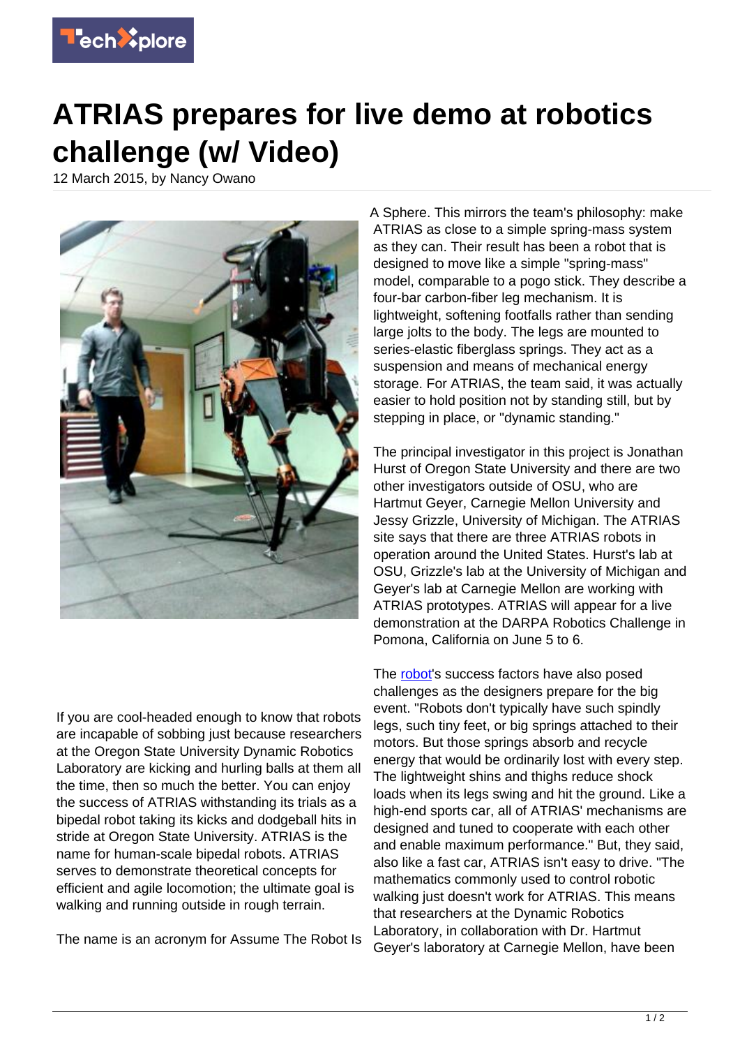# ATRIAS prepares for live demo at robotics challenge (w/ Video)

12 March 2015, by Nancy Owano

If you are cool-headed enough to know that robots are incapable of sobbing just because researchers at the Oregon State University Dynamic Robotics Laboratory are kicking and hurling balls at them all the time, then so much the better. You can enjoy the success of ATRIAS withstanding its trials as a bipedal robot taking its kicks and dodgeball hits in stride at Oregon State University. ATRIAS is the name for human-scale bipedal robots. ATRIAS serves to demonstrate theoretical concepts for efficient and agile locomotion; the ultimate goal is walking and running outside in rough terrain.

The name is an acronym for Assume The Robot Is A Sphere. This mirrors the team's philosophy: make ATRIAS as close to a simple spring-mass system as they can. Their result has been a robot that is designed to move like a simple "spring-mass" model, comparable to a pogo stick. They describe a four-bar carbon-fiber leg mechanism. It is lightweight, softening footfalls rather than sending large jolts to the body. The legs are mounted to series-elastic fiberglass springs. They act as a suspension and means of mechanical energy storage. For ATRIAS, the team said, it was actually easier to hold position not by standing still, but by stepping in place, or "dynamic standing."

The principal investigator in this project is Jonathan Hurst of Oregon State University and there are two other investigators outside of OSU, who are Hartmut Geyer, Carnegie Mellon University and Jessy Grizzle, University of Michigan. The ATRIAS site says that there are three ATRIAS robots in operation around the United States. Hurst's lab at OSU, Grizzle's lab at the University of Michigan and Geyer's lab at Carnegie Mellon are working with ATRIAS prototypes. ATRIAS will appear for a live demonstration at the DARPA Robotics Challenge in Pomona, California on June 5 to 6.

The robot's success factors have also posed challenges as the designers prepare for the big event. "Robots don't typically have such spindly legs, such tiny feet, or big springs attached to their motors. But those springs absorb and recycle energy that would be ordinarily lost with every step. The lightweight shins and thighs reduce shock loads when its legs swing and hit the ground. Like a high-end sports car, all of ATRIAS' mechanisms are designed and tuned to cooperate with each other and enable maximum performance." But, they said, also like a fast car, ATRIAS isn't easy to drive. "The mathematics commonly used to control robotic walking just doesn't work for ATRIAS. This means that researchers at the Dynamic Robotics Laboratory, in collaboration with Dr. Hartmut Geyer's laboratory at Carnegie Mellon, have been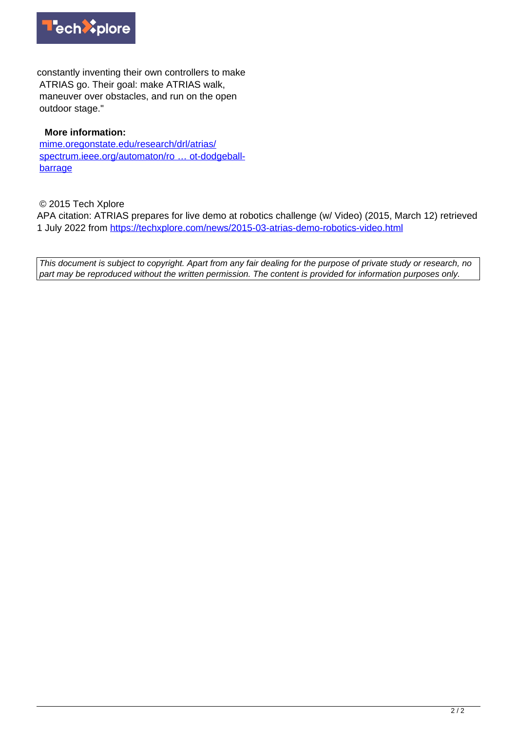constantly inventing their own controllers to make ATRIAS go. Their goal: make ATRIAS walk, maneuver over obstacles, and run on the open outdoor stage."

**More information:**
mime.oregonstate.edu/research/drl/atrias/
spectrum.ieee.org/automaton/ro … ot-dodgeball-barrage

© 2015 Tech Xplore

APA citation: ATRIAS prepares for live demo at robotics challenge (w/ Video) (2015, March 12) retrieved 1 July 2022 from https://techxplore.com/news/2015-03-atrias-demo-robotics-video.html

*This document is subject to copyright. Apart from any fair dealing for the purpose of private study or research, no part may be reproduced without the written permission. The content is provided for information purposes only.*